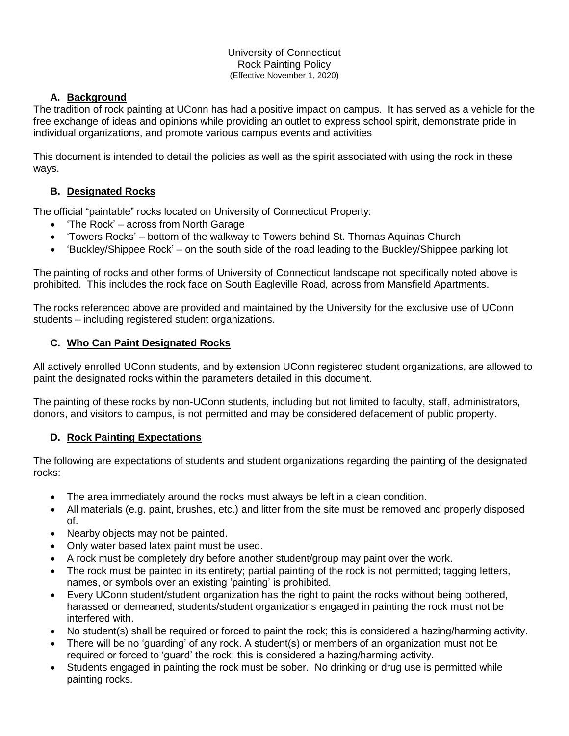University of Connecticut
Rock Painting Policy
(Effective November 1, 2020)

## A. Background

The tradition of rock painting at UConn has had a positive impact on campus. It has served as a vehicle for the free exchange of ideas and opinions while providing an outlet to express school spirit, demonstrate pride in individual organizations, and promote various campus events and activities

This document is intended to detail the policies as well as the spirit associated with using the rock in these ways.

## B. Designated Rocks

The official "paintable" rocks located on University of Connecticut Property:

- 'The Rock' – across from North Garage
- 'Towers Rocks' – bottom of the walkway to Towers behind St. Thomas Aquinas Church
- 'Buckley/Shippee Rock' – on the south side of the road leading to the Buckley/Shippee parking lot

The painting of rocks and other forms of University of Connecticut landscape not specifically noted above is prohibited. This includes the rock face on South Eagleville Road, across from Mansfield Apartments.

The rocks referenced above are provided and maintained by the University for the exclusive use of UConn students – including registered student organizations.

## C. Who Can Paint Designated Rocks

All actively enrolled UConn students, and by extension UConn registered student organizations, are allowed to paint the designated rocks within the parameters detailed in this document.

The painting of these rocks by non-UConn students, including but not limited to faculty, staff, administrators, donors, and visitors to campus, is not permitted and may be considered defacement of public property.

## D. Rock Painting Expectations

The following are expectations of students and student organizations regarding the painting of the designated rocks:

- The area immediately around the rocks must always be left in a clean condition.
- All materials (e.g. paint, brushes, etc.) and litter from the site must be removed and properly disposed of.
- Nearby objects may not be painted.
- Only water based latex paint must be used.
- A rock must be completely dry before another student/group may paint over the work.
- The rock must be painted in its entirety; partial painting of the rock is not permitted; tagging letters, names, or symbols over an existing 'painting' is prohibited.
- Every UConn student/student organization has the right to paint the rocks without being bothered, harassed or demeaned; students/student organizations engaged in painting the rock must not be interfered with.
- No student(s) shall be required or forced to paint the rock; this is considered a hazing/harming activity.
- There will be no 'guarding' of any rock. A student(s) or members of an organization must not be required or forced to 'guard' the rock; this is considered a hazing/harming activity.
- Students engaged in painting the rock must be sober. No drinking or drug use is permitted while painting rocks.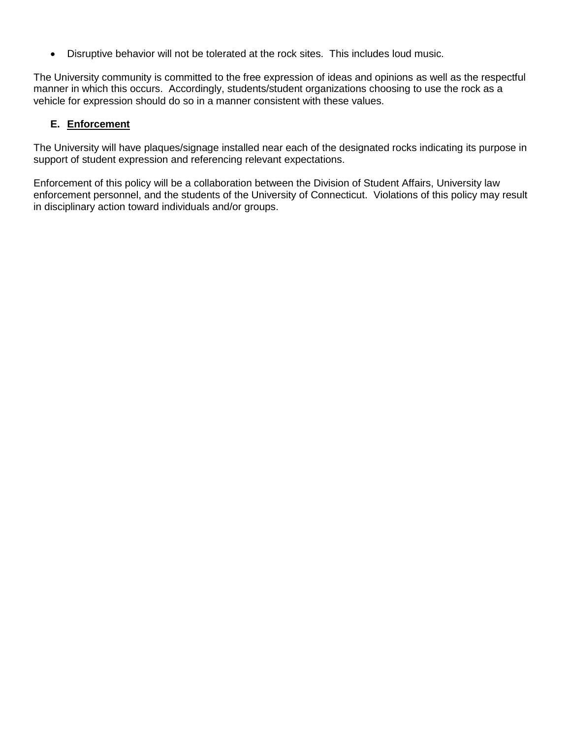- Disruptive behavior will not be tolerated at the rock sites. This includes loud music.

The University community is committed to the free expression of ideas and opinions as well as the respectful manner in which this occurs. Accordingly, students/student organizations choosing to use the rock as a vehicle for expression should do so in a manner consistent with these values.

### E. Enforcement

The University will have plaques/signage installed near each of the designated rocks indicating its purpose in support of student expression and referencing relevant expectations.

Enforcement of this policy will be a collaboration between the Division of Student Affairs, University law enforcement personnel, and the students of the University of Connecticut. Violations of this policy may result in disciplinary action toward individuals and/or groups.